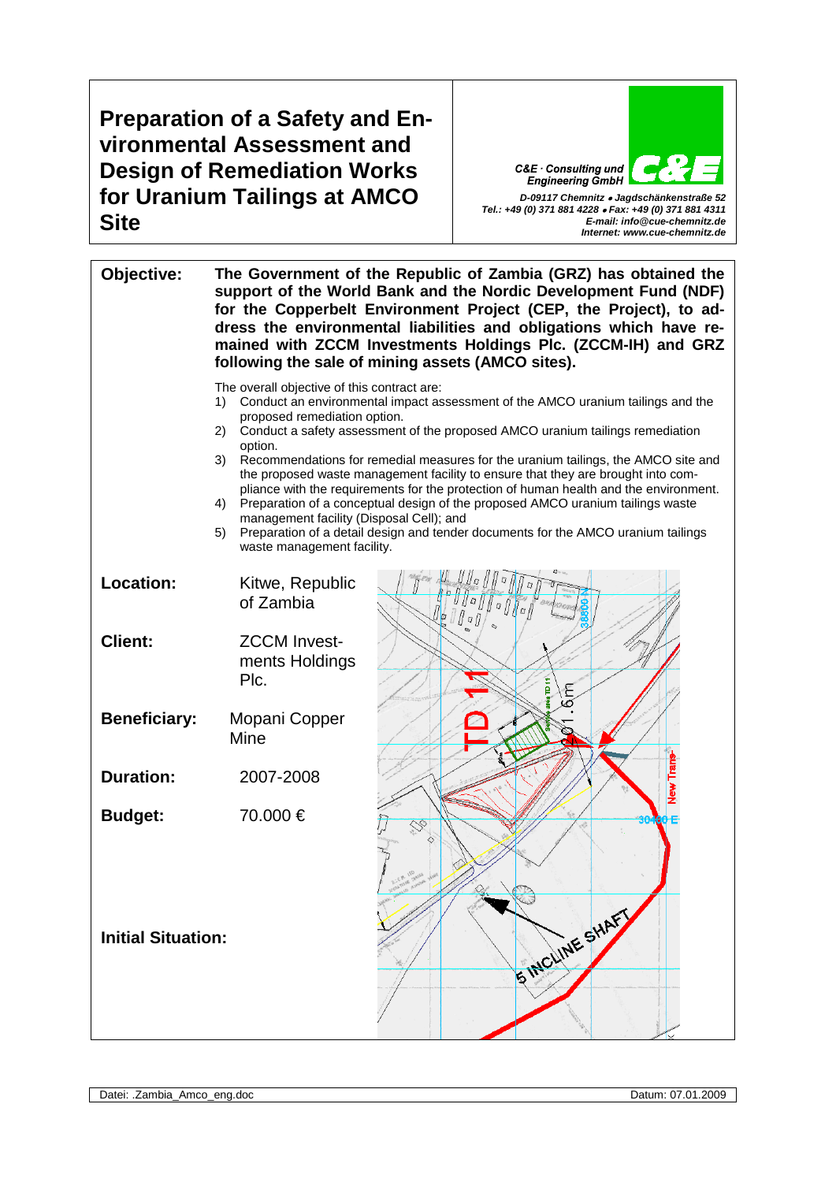# Preparation of a Safety and Environmental Assessment and Design of Remediation Works for Uranium Tailings at AMCO Site

*C&E · Consulting und Engineering GmbH*

*D-09117 Chemnitz • Jagdschänkenstraße 52*
*Tel.: +49 (0) 371 881 4228 • Fax: +49 (0) 371 881 4311*
*E-mail: info@cue-chemnitz.de*
*Internet: www.cue-chemnitz.de*

**Objective:**

**The Government of the Republic of Zambia (GRZ) has obtained the support of the World Bank and the Nordic Development Fund (NDF) for the Copperbelt Environment Project (CEP, the Project), to address the environmental liabilities and obligations which have remained with ZCCM Investments Holdings Plc. (ZCCM-IH) and GRZ following the sale of mining assets (AMCO sites).**

The overall objective of this contract are:

1) Conduct an environmental impact assessment of the AMCO uranium tailings and the proposed remediation option.
2) Conduct a safety assessment of the proposed AMCO uranium tailings remediation option.
3) Recommendations for remedial measures for the uranium tailings, the AMCO site and the proposed waste management facility to ensure that they are brought into compliance with the requirements for the protection of human health and the environment.
4) Preparation of a conceptual design of the proposed AMCO uranium tailings waste management facility (Disposal Cell); and
5) Preparation of a detail design and tender documents for the AMCO uranium tailings waste management facility.

| | |
|---|---|
| **Location:** | Kitwe, Republic of Zambia |
| **Client:** | ZCCM Investments Holdings Plc. |
| **Beneficiary:** | Mopani Copper Mine |
| **Duration:** | 2007-2008 |
| **Budget:** | 70.000 € |

TD 11

01.6m

38600 N

30400 E

New Trans-

5 INCLINE SHAFT

**Initial Situation:**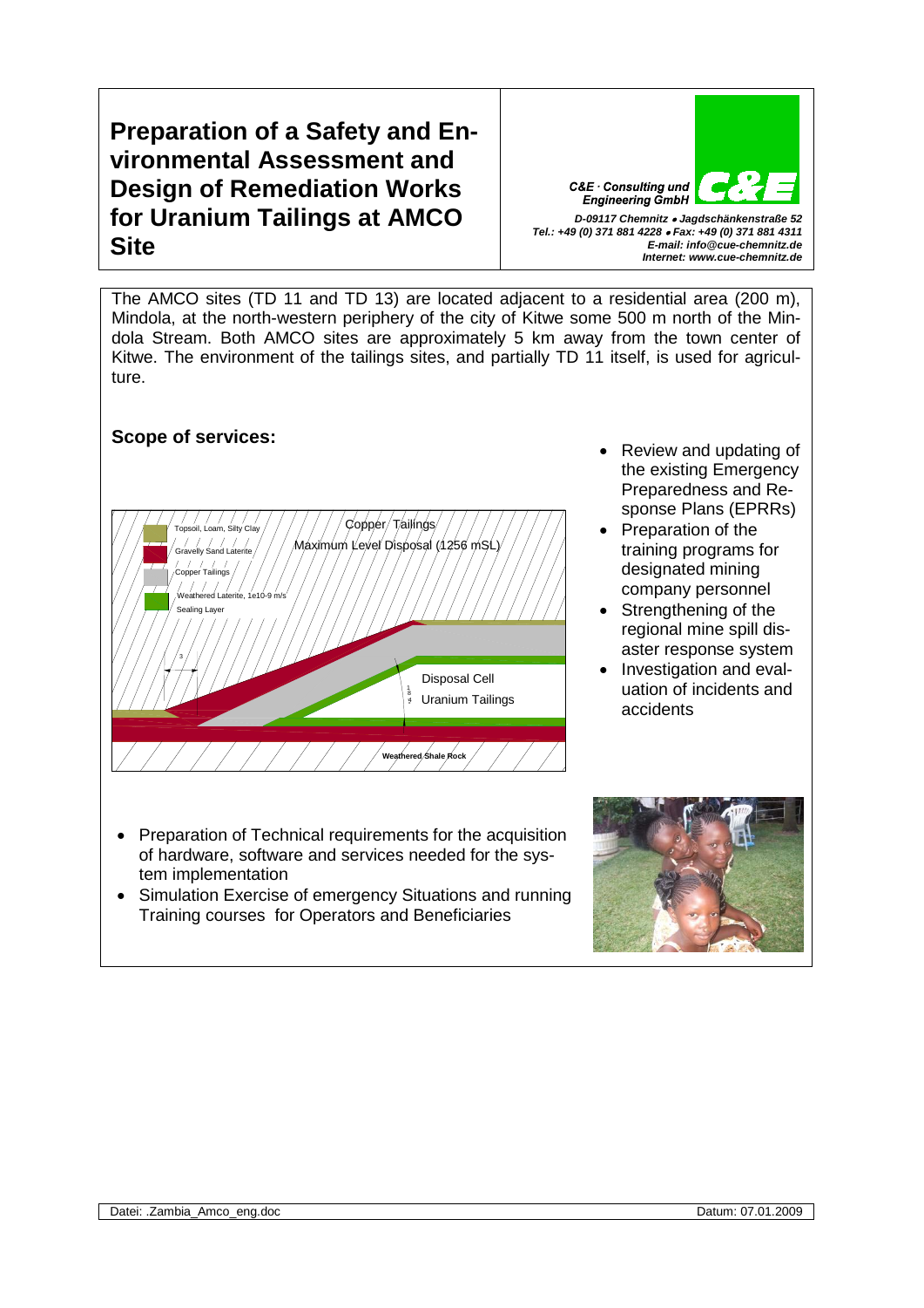# Preparation of a Safety and Environmental Assessment and Design of Remediation Works for Uranium Tailings at AMCO Site

*C&E · Consulting und Engineering GmbH*
*D-09117 Chemnitz • Jagdschänkenstraße 52*
*Tel.: +49 (0) 371 881 4228 • Fax: +49 (0) 371 881 4311*
*E-mail: info@cue-chemnitz.de*
*Internet: www.cue-chemnitz.de*

The AMCO sites (TD 11 and TD 13) are located adjacent to a residential area (200 m), Mindola, at the north-western periphery of the city of Kitwe some 500 m north of the Mindola Stream. Both AMCO sites are approximately 5 km away from the town center of Kitwe. The environment of the tailings sites, and partially TD 11 itself, is used for agriculture.

## Scope of services:

Topsoil, Loam, Silty Clay
Gravelly Sand Laterite
Copper Tailings
Weathered Laterite, 1e10-9 m/s
Sealing Layer
Copper Tailings
Maximum Level Disposal (1256 mSL)
Disposal Cell
Uranium Tailings
Weathered Shale Rock

- Review and updating of the existing Emergency Preparedness and Response Plans (EPRRs)
- Preparation of the training programs for designated mining company personnel
- Strengthening of the regional mine spill disaster response system
- Investigation and evaluation of incidents and accidents
- Preparation of Technical requirements for the acquisition of hardware, software and services needed for the system implementation
- Simulation Exercise of emergency Situations and running Training courses for Operators and Beneficiaries

Datei: .Zambia_Amco_eng.doc | Datum: 07.01.2009